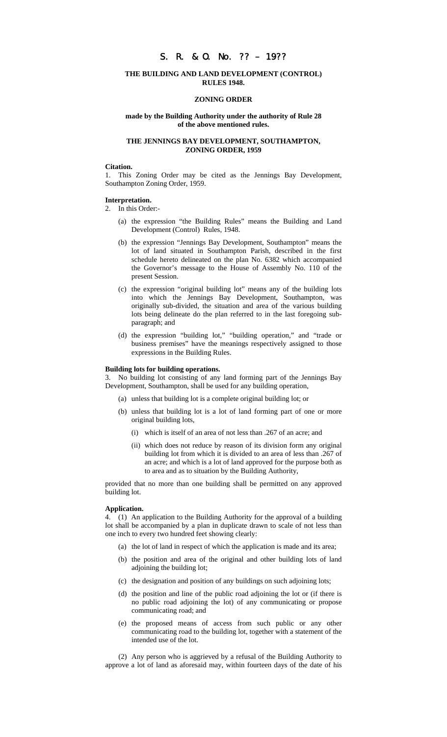# S. R. & O. No. ?? – 19??

### THE BUILDING AND LAND DEVELOPMENT (CONTROL) RULES 1948.

### ZONING ORDER

**made by the Building Authority under the authority of Rule 28 of the above mentioned rules.**

### THE JENNINGS BAY DEVELOPMENT, SOUTHAMPTON, ZONING ORDER, 1959

**Citation.**

1. This Zoning Order may be cited as the Jennings Bay Development, Southampton Zoning Order, 1959.

**Interpretation.**

2. In this Order:-

   (a) the expression "the Building Rules" means the Building and Land Development (Control) Rules, 1948.

   (b) the expression "Jennings Bay Development, Southampton" means the lot of land situated in Southampton Parish, described in the first schedule hereto delineated on the plan No. 6382 which accompanied the Governor's message to the House of Assembly No. 110 of the present Session.

   (c) the expression "original building lot" means any of the building lots into which the Jennings Bay Development, Southampton, was originally sub-divided, the situation and area of the various building lots being delineate do the plan referred to in the last foregoing sub-paragraph; and

   (d) the expression "building lot," "building operation," and "trade or business premises" have the meanings respectively assigned to those expressions in the Building Rules.

**Building lots for building operations.**

3. No building lot consisting of any land forming part of the Jennings Bay Development, Southampton, shall be used for any building operation,

   (a) unless that building lot is a complete original building lot; or

   (b) unless that building lot is a lot of land forming part of one or more original building lots,

      (i) which is itself of an area of not less than .267 of an acre; and

      (ii) which does not reduce by reason of its division form any original building lot from which it is divided to an area of less than .267 of an acre; and which is a lot of land approved for the purpose both as to area and as to situation by the Building Authority,

provided that no more than one building shall be permitted on any approved building lot.

**Application.**

4. (1) An application to the Building Authority for the approval of a building lot shall be accompanied by a plan in duplicate drawn to scale of not less than one inch to every two hundred feet showing clearly:

   (a) the lot of land in respect of which the application is made and its area;

   (b) the position and area of the original and other building lots of land adjoining the building lot;

   (c) the designation and position of any buildings on such adjoining lots;

   (d) the position and line of the public road adjoining the lot or (if there is no public road adjoining the lot) of any communicating or propose communicating road; and

   (e) the proposed means of access from such public or any other communicating road to the building lot, together with a statement of the intended use of the lot.

(2) Any person who is aggrieved by a refusal of the Building Authority to approve a lot of land as aforesaid may, within fourteen days of the date of his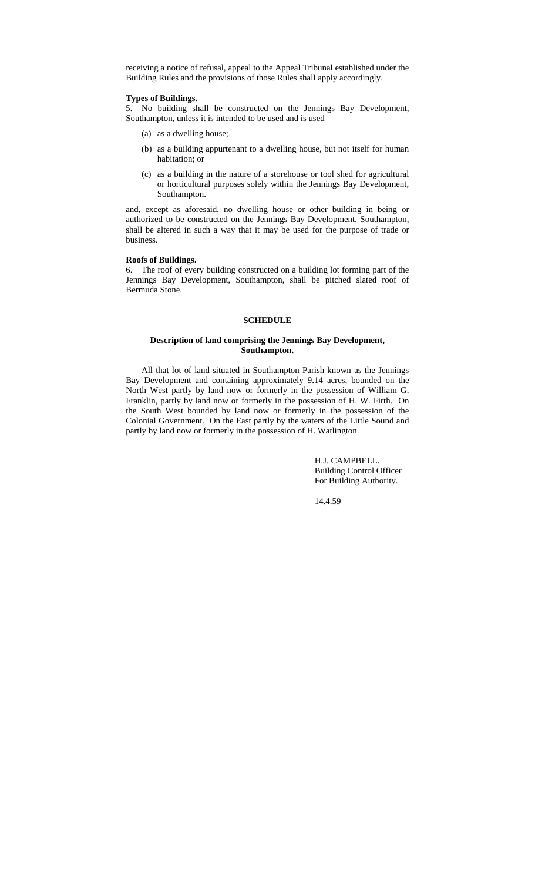receiving a notice of refusal, appeal to the Appeal Tribunal established under the Building Rules and the provisions of those Rules shall apply accordingly.

**Types of Buildings.**

5. No building shall be constructed on the Jennings Bay Development, Southampton, unless it is intended to be used and is used

(a) as a dwelling house;

(b) as a building appurtenant to a dwelling house, but not itself for human habitation; or

(c) as a building in the nature of a storehouse or tool shed for agricultural or horticultural purposes solely within the Jennings Bay Development, Southampton.

and, except as aforesaid, no dwelling house or other building in being or authorized to be constructed on the Jennings Bay Development, Southampton, shall be altered in such a way that it may be used for the purpose of trade or business.

**Roofs of Buildings.**

6. The roof of every building constructed on a building lot forming part of the Jennings Bay Development, Southampton, shall be pitched slated roof of Bermuda Stone.

## SCHEDULE

### Description of land comprising the Jennings Bay Development, Southampton.

All that lot of land situated in Southampton Parish known as the Jennings Bay Development and containing approximately 9.14 acres, bounded on the North West partly by land now or formerly in the possession of William G. Franklin, partly by land now or formerly in the possession of H. W. Firth. On the South West bounded by land now or formerly in the possession of the Colonial Government. On the East partly by the waters of the Little Sound and partly by land now or formerly in the possession of H. Watlington.

H.J. CAMPBELL.
Building Control Officer
For Building Authority.

14.4.59